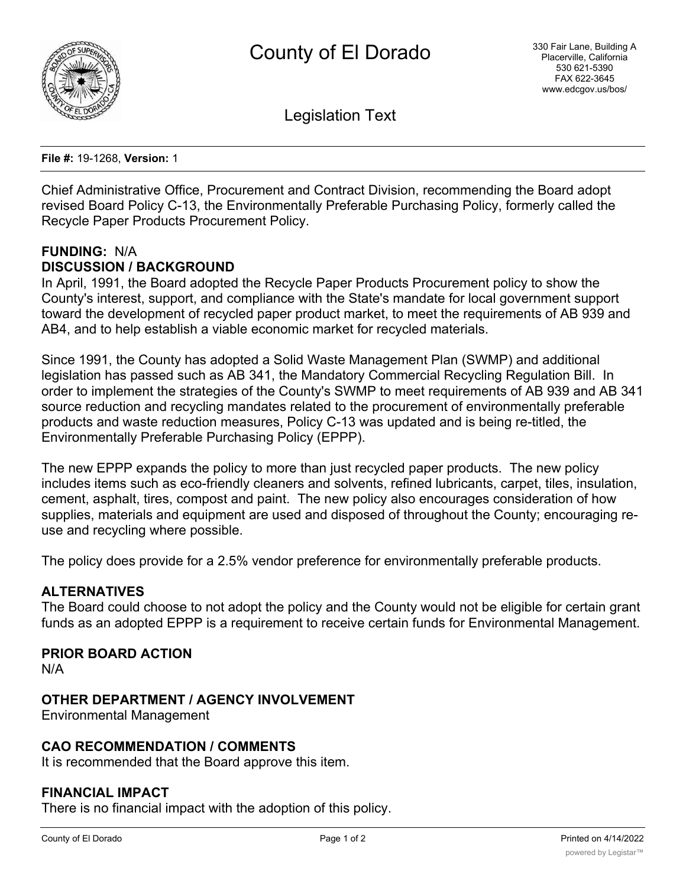# County of El Dorado

330 Fair Lane, Building A
Placerville, California
530 621-5390
FAX 622-3645
www.edcgov.us/bos/

## Legislation Text

**File #:** 19-1268, **Version:** 1

Chief Administrative Office, Procurement and Contract Division, recommending the Board adopt revised Board Policy C-13, the Environmentally Preferable Purchasing Policy, formerly called the Recycle Paper Products Procurement Policy.

**FUNDING:** N/A

**DISCUSSION / BACKGROUND**

In April, 1991, the Board adopted the Recycle Paper Products Procurement policy to show the County's interest, support, and compliance with the State's mandate for local government support toward the development of recycled paper product market, to meet the requirements of AB 939 and AB4, and to help establish a viable economic market for recycled materials.

Since 1991, the County has adopted a Solid Waste Management Plan (SWMP) and additional legislation has passed such as AB 341, the Mandatory Commercial Recycling Regulation Bill. In order to implement the strategies of the County's SWMP to meet requirements of AB 939 and AB 341 source reduction and recycling mandates related to the procurement of environmentally preferable products and waste reduction measures, Policy C-13 was updated and is being re-titled, the Environmentally Preferable Purchasing Policy (EPPP).

The new EPPP expands the policy to more than just recycled paper products. The new policy includes items such as eco-friendly cleaners and solvents, refined lubricants, carpet, tiles, insulation, cement, asphalt, tires, compost and paint. The new policy also encourages consideration of how supplies, materials and equipment are used and disposed of throughout the County; encouraging re-use and recycling where possible.

The policy does provide for a 2.5% vendor preference for environmentally preferable products.

**ALTERNATIVES**

The Board could choose to not adopt the policy and the County would not be eligible for certain grant funds as an adopted EPPP is a requirement to receive certain funds for Environmental Management.

**PRIOR BOARD ACTION**

N/A

**OTHER DEPARTMENT / AGENCY INVOLVEMENT**

Environmental Management

**CAO RECOMMENDATION / COMMENTS**

It is recommended that the Board approve this item.

**FINANCIAL IMPACT**

There is no financial impact with the adoption of this policy.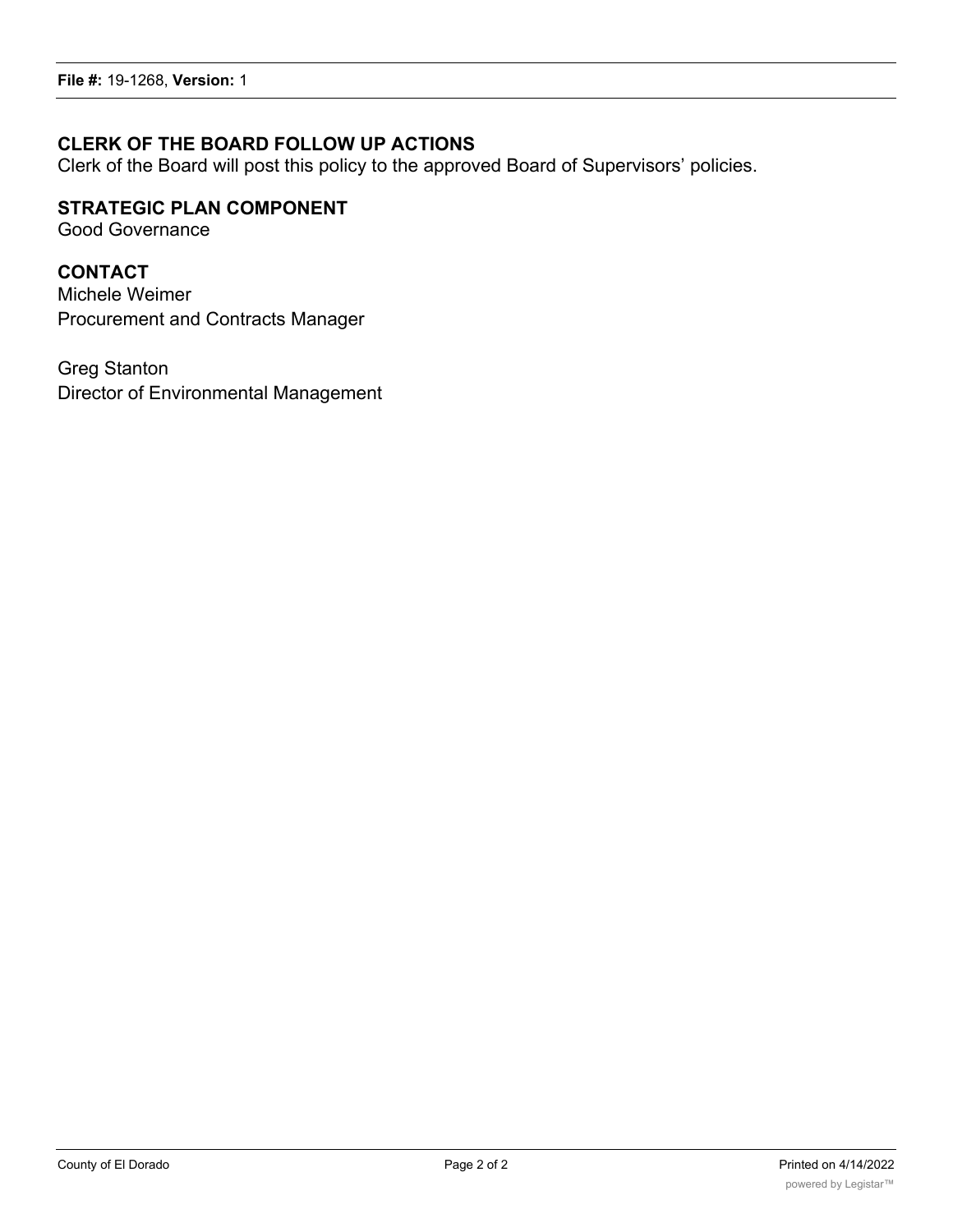**File #:** 19-1268, **Version:** 1

## CLERK OF THE BOARD FOLLOW UP ACTIONS

Clerk of the Board will post this policy to the approved Board of Supervisors' policies.

## STRATEGIC PLAN COMPONENT

Good Governance

## CONTACT

Michele Weimer
Procurement and Contracts Manager

Greg Stanton
Director of Environmental Management